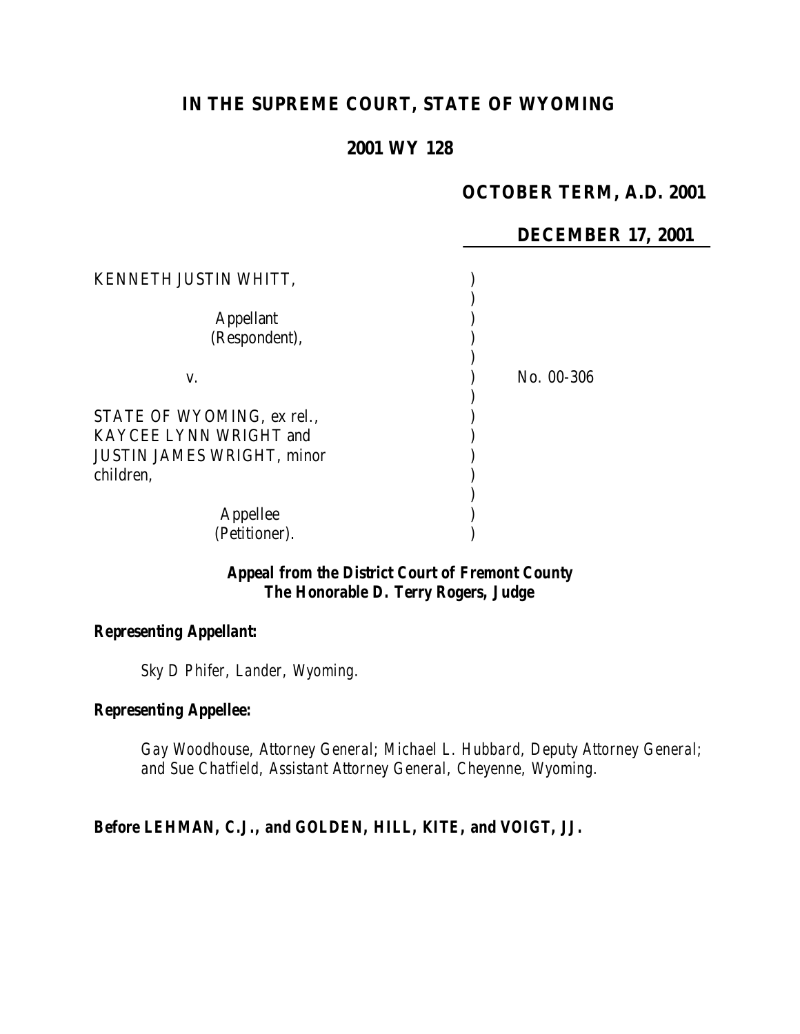# IN THE SUPREME COURT, STATE OF WYOMING

## 2001 WY 128

**OCTOBER TERM, A.D. 2001**

**DECEMBER 17, 2001**

| | | |
|---|---|---|
| KENNETH JUSTIN WHITT,<br><br>Appellant<br>(Respondent), | ) | |
| v. | ) | No. 00-306 |
| STATE OF WYOMING, ex rel., KAYCEE LYNN WRIGHT and JUSTIN JAMES WRIGHT, minor children,<br><br>Appellee<br>(Petitioner). | ) | |

***Appeal from the District Court of Fremont County***
***The Honorable D. Terry Rogers, Judge***

***Representing Appellant:***

*Sky D Phifer, Lander, Wyoming.*

***Representing Appellee:***

*Gay Woodhouse, Attorney General; Michael L. Hubbard, Deputy Attorney General; and Sue Chatfield, Assistant Attorney General, Cheyenne, Wyoming.*

**Before LEHMAN, C.J., and GOLDEN, HILL, KITE, and VOIGT, JJ.**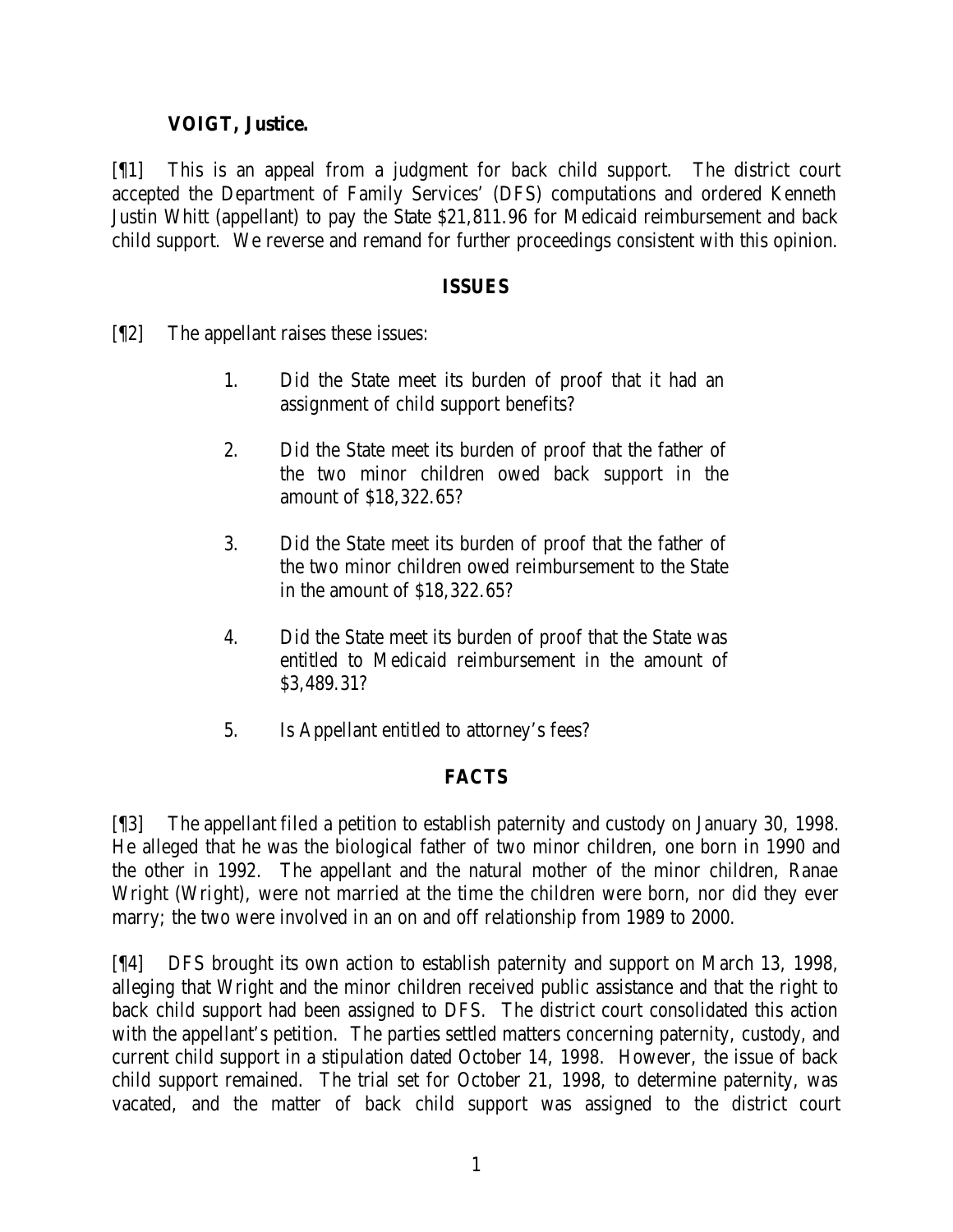**VOIGT, Justice.**

[¶1] This is an appeal from a judgment for back child support. The district court accepted the Department of Family Services' (DFS) computations and ordered Kenneth Justin Whitt (appellant) to pay the State $21,811.96 for Medicaid reimbursement and back child support. We reverse and remand for further proceedings consistent with this opinion.

## ISSUES

[¶2] The appellant raises these issues:

1. Did the State meet its burden of proof that it had an assignment of child support benefits?
2. Did the State meet its burden of proof that the father of the two minor children owed back support in the amount of $18,322.65?
3. Did the State meet its burden of proof that the father of the two minor children owed reimbursement to the State in the amount of $18,322.65?
4. Did the State meet its burden of proof that the State was entitled to Medicaid reimbursement in the amount of $3,489.31?
5. Is Appellant entitled to attorney's fees?

## FACTS

[¶3] The appellant filed a petition to establish paternity and custody on January 30, 1998. He alleged that he was the biological father of two minor children, one born in 1990 and the other in 1992. The appellant and the natural mother of the minor children, Ranae Wright (Wright), were not married at the time the children were born, nor did they ever marry; the two were involved in an on and off relationship from 1989 to 2000.

[¶4] DFS brought its own action to establish paternity and support on March 13, 1998, alleging that Wright and the minor children received public assistance and that the right to back child support had been assigned to DFS. The district court consolidated this action with the appellant's petition. The parties settled matters concerning paternity, custody, and current child support in a stipulation dated October 14, 1998. However, the issue of back child support remained. The trial set for October 21, 1998, to determine paternity, was vacated, and the matter of back child support was assigned to the district court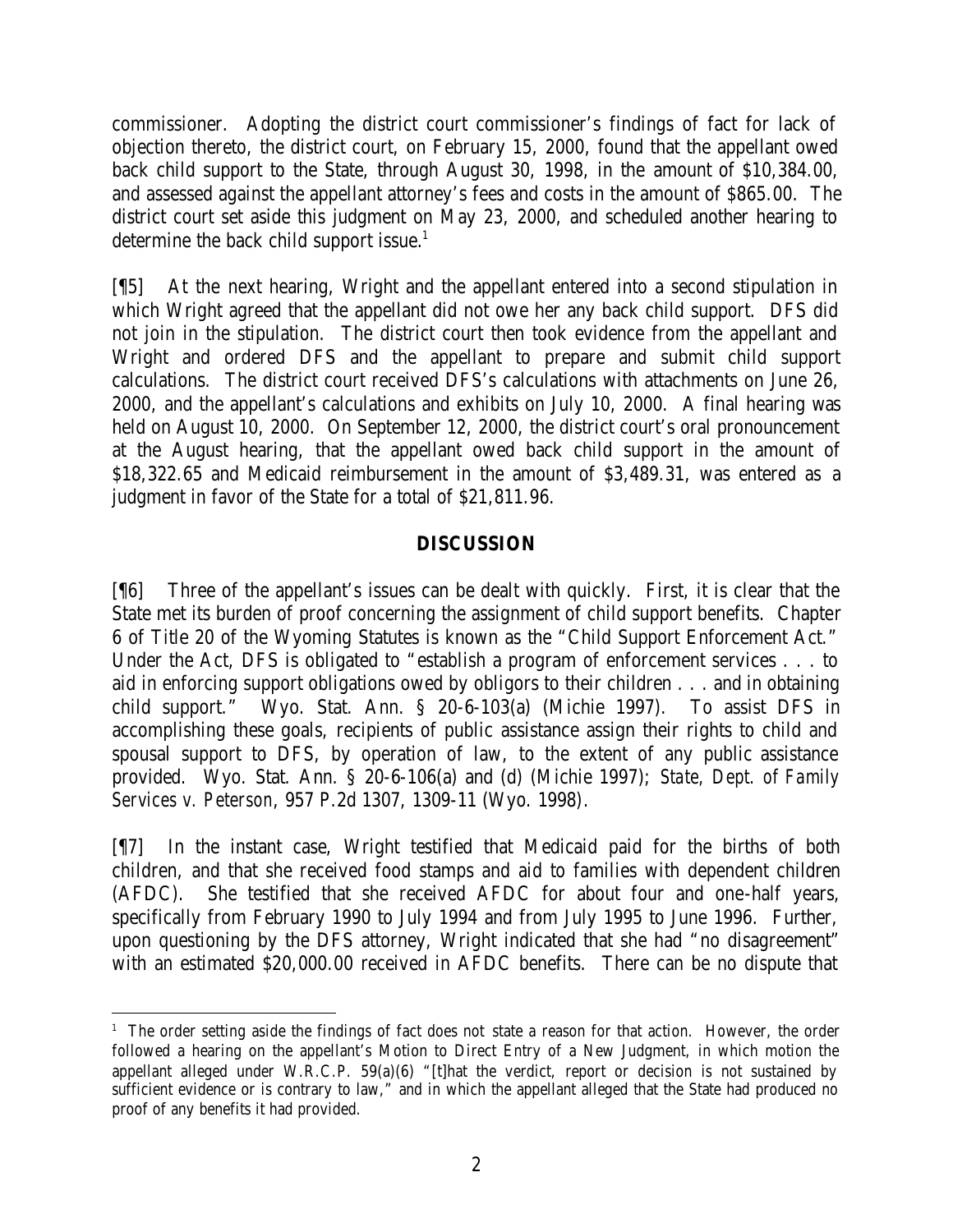commissioner. Adopting the district court commissioner's findings of fact for lack of objection thereto, the district court, on February 15, 2000, found that the appellant owed back child support to the State, through August 30, 1998, in the amount of $10,384.00, and assessed against the appellant attorney's fees and costs in the amount of $865.00. The district court set aside this judgment on May 23, 2000, and scheduled another hearing to determine the back child support issue.[1]

[¶5] At the next hearing, Wright and the appellant entered into a second stipulation in which Wright agreed that the appellant did not owe her any back child support. DFS did not join in the stipulation. The district court then took evidence from the appellant and Wright and ordered DFS and the appellant to prepare and submit child support calculations. The district court received DFS's calculations with attachments on June 26, 2000, and the appellant's calculations and exhibits on July 10, 2000. A final hearing was held on August 10, 2000. On September 12, 2000, the district court's oral pronouncement at the August hearing, that the appellant owed back child support in the amount of $18,322.65 and Medicaid reimbursement in the amount of $3,489.31, was entered as a judgment in favor of the State for a total of $21,811.96.

## DISCUSSION

[¶6] Three of the appellant's issues can be dealt with quickly. First, it is clear that the State met its burden of proof concerning the assignment of child support benefits. Chapter 6 of Title 20 of the Wyoming Statutes is known as the "Child Support Enforcement Act." Under the Act, DFS is obligated to "establish a program of enforcement services . . . to aid in enforcing support obligations owed by obligors to their children . . . and in obtaining child support." Wyo. Stat. Ann. § 20-6-103(a) (Michie 1997). To assist DFS in accomplishing these goals, recipients of public assistance assign their rights to child and spousal support to DFS, by operation of law, to the extent of any public assistance provided. Wyo. Stat. Ann. § 20-6-106(a) and (d) (Michie 1997); *State, Dept. of Family Services v. Peterson*, 957 P.2d 1307, 1309-11 (Wyo. 1998).

[¶7] In the instant case, Wright testified that Medicaid paid for the births of both children, and that she received food stamps and aid to families with dependent children (AFDC). She testified that she received AFDC for about four and one-half years, specifically from February 1990 to July 1994 and from July 1995 to June 1996. Further, upon questioning by the DFS attorney, Wright indicated that she had "no disagreement" with an estimated $20,000.00 received in AFDC benefits. There can be no dispute that

[1] The order setting aside the findings of fact does not state a reason for that action. However, the order followed a hearing on the appellant's Motion to Direct Entry of a New Judgment, in which motion the appellant alleged under W.R.C.P. 59(a)(6) "[t]hat the verdict, report or decision is not sustained by sufficient evidence or is contrary to law," and in which the appellant alleged that the State had produced no proof of any benefits it had provided.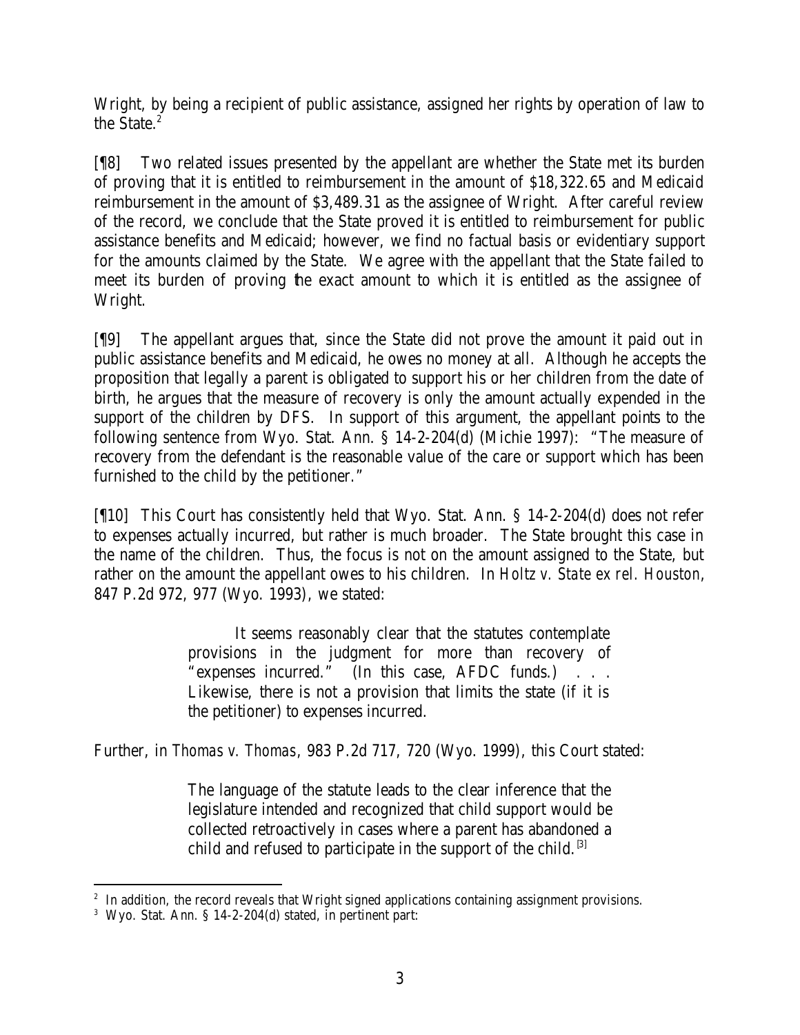Wright, by being a recipient of public assistance, assigned her rights by operation of law to the State.[2]

[¶8] Two related issues presented by the appellant are whether the State met its burden of proving that it is entitled to reimbursement in the amount of $18,322.65 and Medicaid reimbursement in the amount of $3,489.31 as the assignee of Wright. After careful review of the record, we conclude that the State proved it is entitled to reimbursement for public assistance benefits and Medicaid; however, we find no factual basis or evidentiary support for the amounts claimed by the State. We agree with the appellant that the State failed to meet its burden of proving the exact amount to which it is entitled as the assignee of Wright.

[¶9] The appellant argues that, since the State did not prove the amount it paid out in public assistance benefits and Medicaid, he owes no money at all. Although he accepts the proposition that legally a parent is obligated to support his or her children from the date of birth, he argues that the measure of recovery is only the amount actually expended in the support of the children by DFS. In support of this argument, the appellant points to the following sentence from Wyo. Stat. Ann. § 14-2-204(d) (Michie 1997): "The measure of recovery from the defendant is the reasonable value of the care or support which has been furnished to the child by the petitioner."

[¶10] This Court has consistently held that Wyo. Stat. Ann. § 14-2-204(d) does not refer to expenses actually incurred, but rather is much broader. The State brought this case in the name of the children. Thus, the focus is not on the amount assigned to the State, but rather on the amount the appellant owes to his children. In *Holtz v. State ex rel. Houston*, 847 P.2d 972, 977 (Wyo. 1993), we stated:

> It seems reasonably clear that the statutes contemplate provisions in the judgment for more than recovery of "expenses incurred." (In this case, AFDC funds.) . . . Likewise, there is not a provision that limits the state (if it is the petitioner) to expenses incurred.

Further, in *Thomas v. Thomas*, 983 P.2d 717, 720 (Wyo. 1999), this Court stated:

> The language of the statute leads to the clear inference that the legislature intended and recognized that child support would be collected retroactively in cases where a parent has abandoned a child and refused to participate in the support of the child.[3]

---

[2] In addition, the record reveals that Wright signed applications containing assignment provisions.

[3] Wyo. Stat. Ann. § 14-2-204(d) stated, in pertinent part: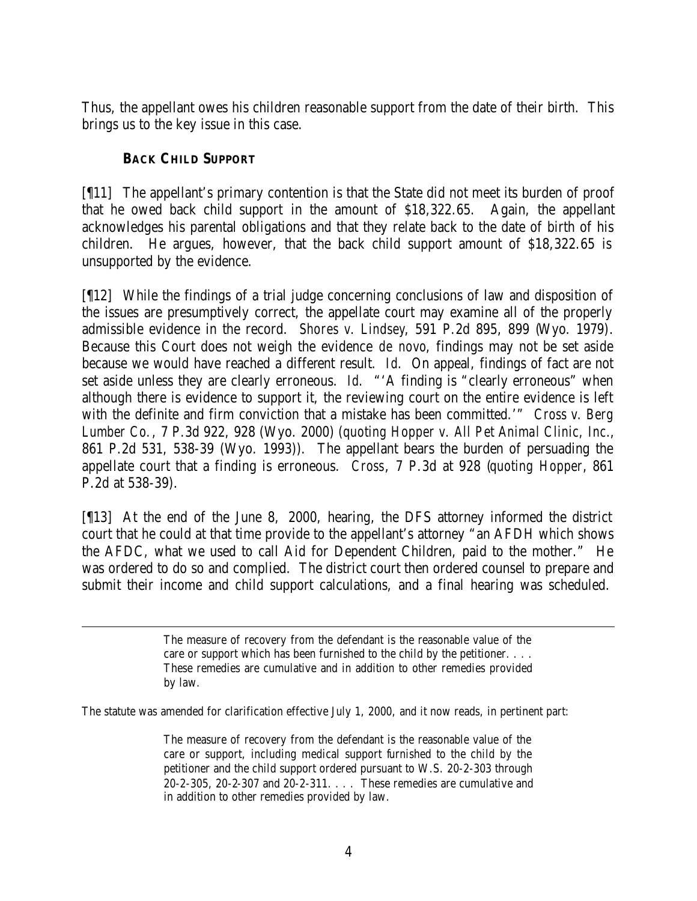Thus, the appellant owes his children reasonable support from the date of their birth. This brings us to the key issue in this case.

### BACK CHILD SUPPORT

[¶11] The appellant's primary contention is that the State did not meet its burden of proof that he owed back child support in the amount of $18,322.65. Again, the appellant acknowledges his parental obligations and that they relate back to the date of birth of his children. He argues, however, that the back child support amount of $18,322.65 is unsupported by the evidence.

[¶12] While the findings of a trial judge concerning conclusions of law and disposition of the issues are presumptively correct, the appellate court may examine all of the properly admissible evidence in the record. *Shores v. Lindsey*, 591 P.2d 895, 899 (Wyo. 1979). Because this Court does not weigh the evidence *de novo*, findings may not be set aside because we would have reached a different result. *Id.* On appeal, findings of fact are not set aside unless they are clearly erroneous. *Id.* "'A finding is "clearly erroneous" when although there is evidence to support it, the reviewing court on the entire evidence is left with the definite and firm conviction that a mistake has been committed.'" *Cross v. Berg Lumber Co.*, 7 P.3d 922, 928 (Wyo. 2000) (*quoting Hopper v. All Pet Animal Clinic, Inc.*, 861 P.2d 531, 538-39 (Wyo. 1993)). The appellant bears the burden of persuading the appellate court that a finding is erroneous. *Cross*, 7 P.3d at 928 (*quoting Hopper*, 861 P.2d at 538-39).

[¶13] At the end of the June 8, 2000, hearing, the DFS attorney informed the district court that he could at that time provide to the appellant's attorney "an AFDH which shows the AFDC, what we used to call Aid for Dependent Children, paid to the mother." He was ordered to do so and complied. The district court then ordered counsel to prepare and submit their income and child support calculations, and a final hearing was scheduled.

---

> The measure of recovery from the defendant is the reasonable value of the care or support which has been furnished to the child by the petitioner. . . . These remedies are cumulative and in addition to other remedies provided by law.

The statute was amended for clarification effective July 1, 2000, and it now reads, in pertinent part:

> The measure of recovery from the defendant is the reasonable value of the care or support, including medical support furnished to the child by the petitioner and the child support ordered pursuant to W.S. 20-2-303 through 20-2-305, 20-2-307 and 20-2-311. . . . These remedies are cumulative and in addition to other remedies provided by law.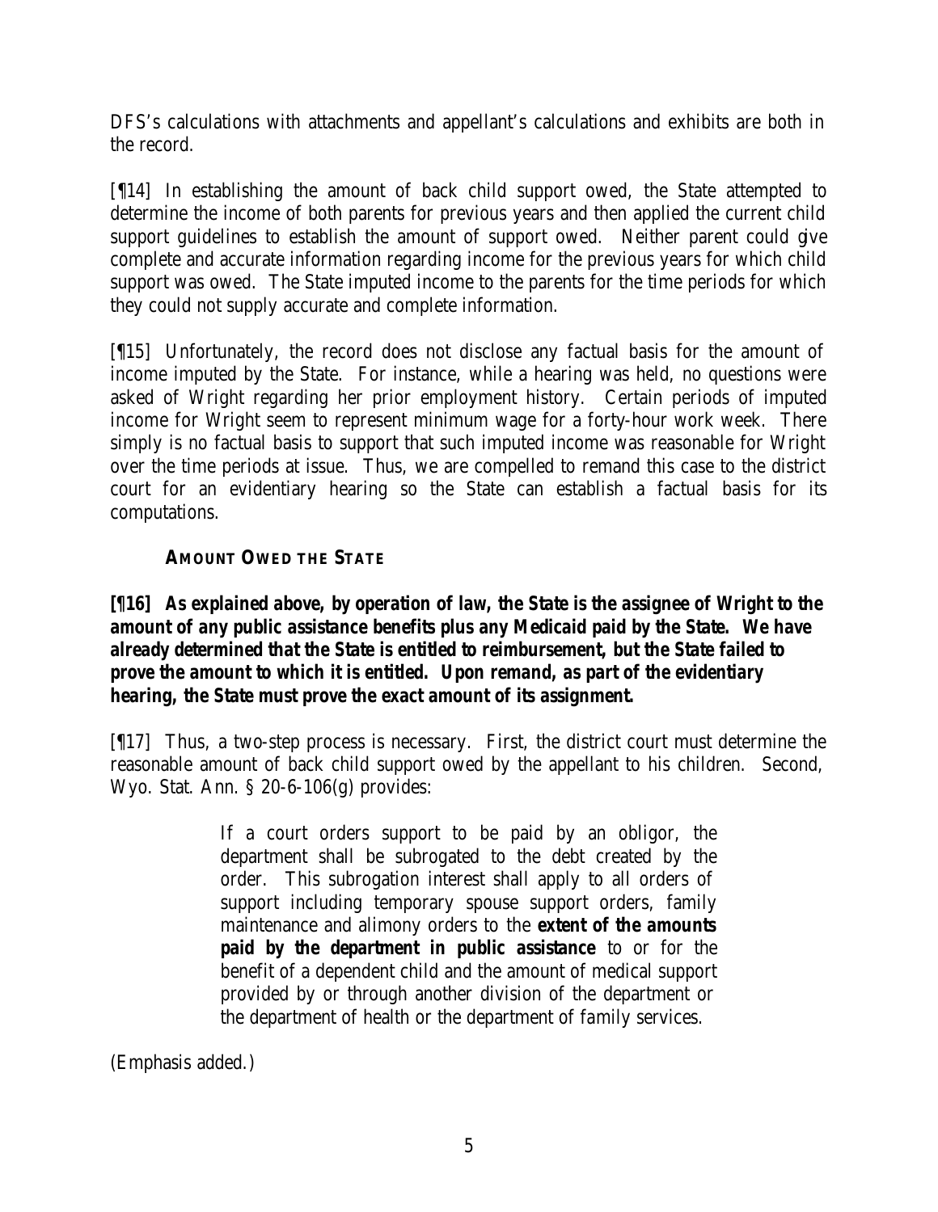DFS's calculations with attachments and appellant's calculations and exhibits are both in the record.

[¶14] In establishing the amount of back child support owed, the State attempted to determine the income of both parents for previous years and then applied the current child support guidelines to establish the amount of support owed. Neither parent could give complete and accurate information regarding income for the previous years for which child support was owed. The State imputed income to the parents for the time periods for which they could not supply accurate and complete information.

[¶15] Unfortunately, the record does not disclose any factual basis for the amount of income imputed by the State. For instance, while a hearing was held, no questions were asked of Wright regarding her prior employment history. Certain periods of imputed income for Wright seem to represent minimum wage for a forty-hour work week. There simply is no factual basis to support that such imputed income was reasonable for Wright over the time periods at issue. Thus, we are compelled to remand this case to the district court for an evidentiary hearing so the State can establish a factual basis for its computations.

### AMOUNT OWED THE STATE

***[¶16] As explained above, by operation of law, the State is the assignee of Wright to the amount of any public assistance benefits plus any Medicaid paid by the State. We have already determined that the State is entitled to reimbursement, but the State failed to prove the amount to which it is entitled. Upon remand, as part of the evidentiary hearing, the State must prove the exact amount of its assignment.***

[¶17] Thus, a two-step process is necessary. First, the district court must determine the reasonable amount of back child support owed by the appellant to his children. Second, Wyo. Stat. Ann. § 20-6-106(g) provides:

> If a court orders support to be paid by an obligor, the department shall be subrogated to the debt created by the order. This subrogation interest shall apply to all orders of support including temporary spouse support orders, family maintenance and alimony orders to the **extent of the amounts paid by the department in public assistance** to or for the benefit of a dependent child and the amount of medical support provided by or through another division of the department or the department of health or the department of family services.

(Emphasis added.)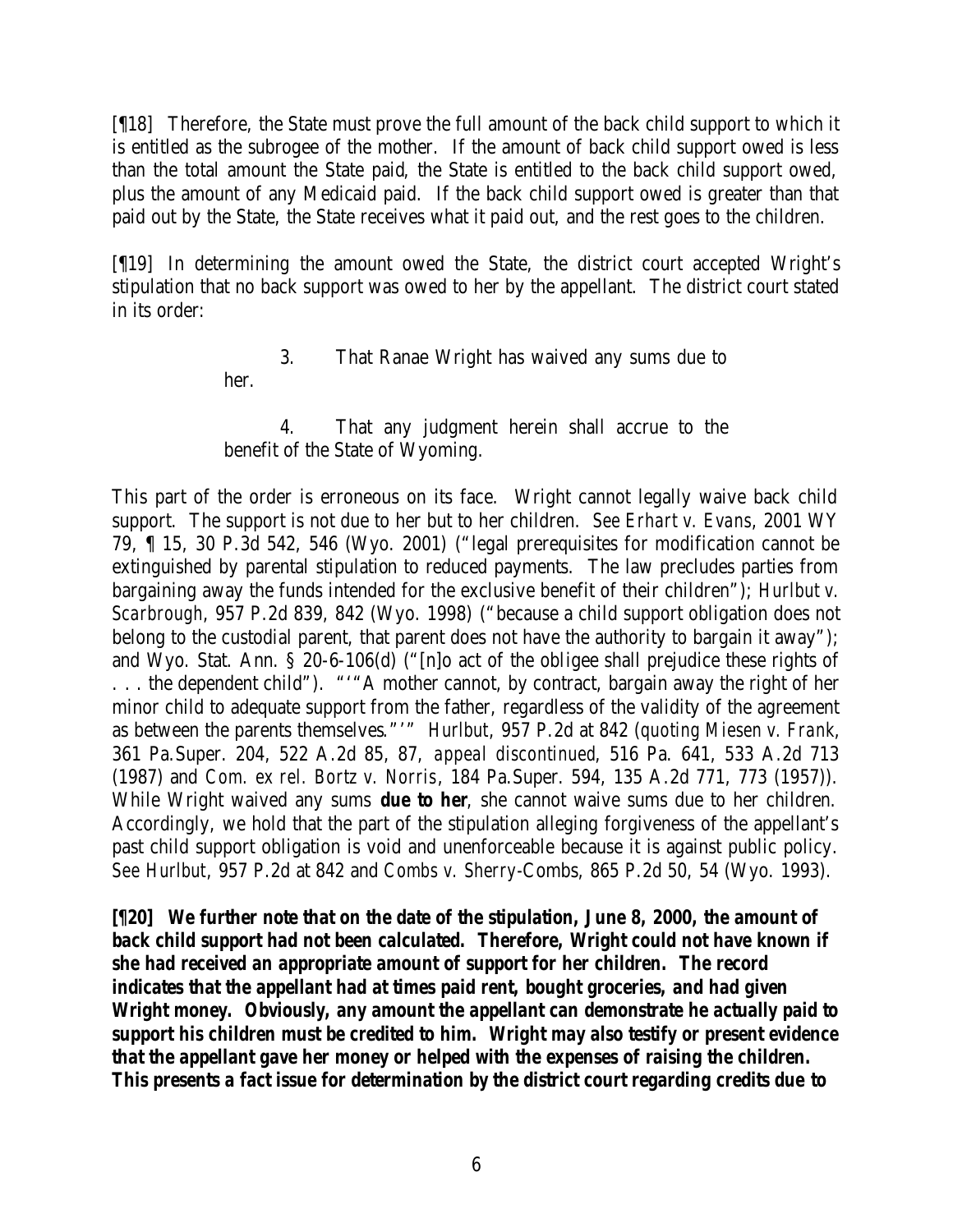[¶18] Therefore, the State must prove the full amount of the back child support to which it is entitled as the subrogee of the mother. If the amount of back child support owed is less than the total amount the State paid, the State is entitled to the back child support owed, plus the amount of any Medicaid paid. If the back child support owed is greater than that paid out by the State, the State receives what it paid out, and the rest goes to the children.

[¶19] In determining the amount owed the State, the district court accepted Wright's stipulation that no back support was owed to her by the appellant. The district court stated in its order:

> 3. That Ranae Wright has waived any sums due to her.
>
> 4. That any judgment herein shall accrue to the benefit of the State of Wyoming.

This part of the order is erroneous on its face. Wright cannot legally waive back child support. The support is not due to her but to her children. *See Erhart v. Evans*, 2001 WY 79, ¶ 15, 30 P.3d 542, 546 (Wyo. 2001) ("legal prerequisites for modification cannot be extinguished by parental stipulation to reduced payments. The law precludes parties from bargaining away the funds intended for the exclusive benefit of their children"); *Hurlbut v. Scarbrough*, 957 P.2d 839, 842 (Wyo. 1998) ("because a child support obligation does not belong to the custodial parent, that parent does not have the authority to bargain it away"); and Wyo. Stat. Ann. § 20-6-106(d) ("[n]o act of the obligee shall prejudice these rights of . . . the dependent child"). "'"A mother cannot, by contract, bargain away the right of her minor child to adequate support from the father, regardless of the validity of the agreement as between the parents themselves."'" *Hurlbut*, 957 P.2d at 842 (quoting *Miesen v. Frank*, 361 Pa.Super. 204, 522 A.2d 85, 87, *appeal discontinued*, 516 Pa. 641, 533 A.2d 713 (1987) and *Com. ex rel. Bortz v. Norris*, 184 Pa.Super. 594, 135 A.2d 771, 773 (1957)). While Wright waived any sums **due to her**, she cannot waive sums due to her children. Accordingly, we hold that the part of the stipulation alleging forgiveness of the appellant's past child support obligation is void and unenforceable because it is against public policy. *See Hurlbut*, 957 P.2d at 842 and *Combs v. Sherry-Combs*, 865 P.2d 50, 54 (Wyo. 1993).

**[¶20] We further note that on the date of the stipulation, June 8, 2000, the amount of back child support had not been calculated. Therefore, Wright could not have known if she had received an appropriate amount of support for her children. The record indicates that the appellant had at times paid rent, bought groceries, and had given Wright money. Obviously, any amount the appellant can demonstrate he actually paid to support his children must be credited to him. Wright may also testify or present evidence that the appellant gave her money or helped with the expenses of raising the children. This presents a fact issue for determination by the district court regarding credits due to**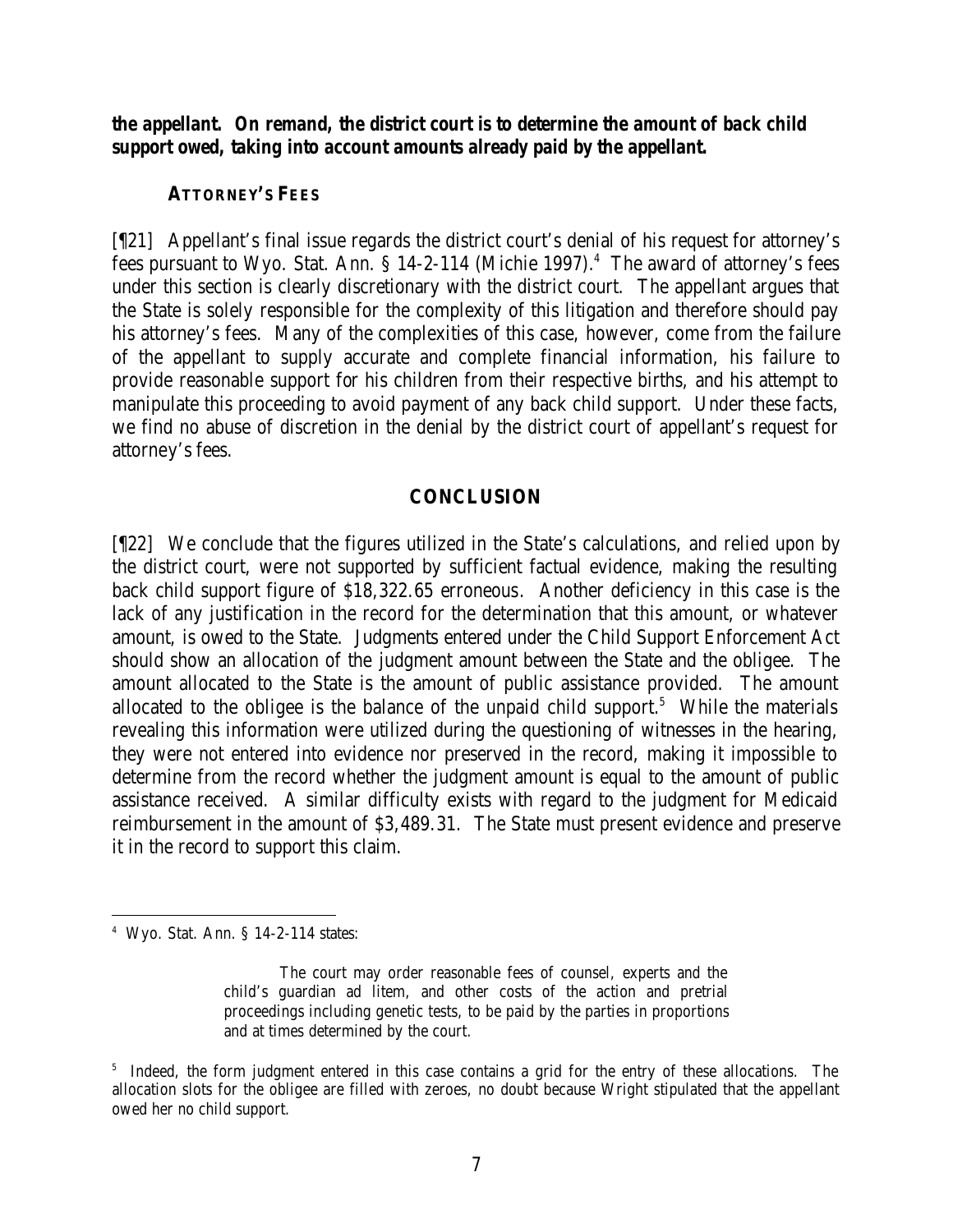***the appellant. On remand, the district court is to determine the amount of back child support owed, taking into account amounts already paid by the appellant.***

### ATTORNEY'S FEES

[¶21] Appellant's final issue regards the district court's denial of his request for attorney's fees pursuant to Wyo. Stat. Ann. § 14-2-114 (Michie 1997).[4] The award of attorney's fees under this section is clearly discretionary with the district court. The appellant argues that the State is solely responsible for the complexity of this litigation and therefore should pay his attorney's fees. Many of the complexities of this case, however, come from the failure of the appellant to supply accurate and complete financial information, his failure to provide reasonable support for his children from their respective births, and his attempt to manipulate this proceeding to avoid payment of any back child support. Under these facts, we find no abuse of discretion in the denial by the district court of appellant's request for attorney's fees.

## CONCLUSION

[¶22] We conclude that the figures utilized in the State's calculations, and relied upon by the district court, were not supported by sufficient factual evidence, making the resulting back child support figure of $18,322.65 erroneous. Another deficiency in this case is the lack of any justification in the record for the determination that this amount, or whatever amount, is owed to the State. Judgments entered under the Child Support Enforcement Act should show an allocation of the judgment amount between the State and the obligee. The amount allocated to the State is the amount of public assistance provided. The amount allocated to the obligee is the balance of the unpaid child support.[5] While the materials revealing this information were utilized during the questioning of witnesses in the hearing, they were not entered into evidence nor preserved in the record, making it impossible to determine from the record whether the judgment amount is equal to the amount of public assistance received. A similar difficulty exists with regard to the judgment for Medicaid reimbursement in the amount of $3,489.31. The State must present evidence and preserve it in the record to support this claim.

---

[4] Wyo. Stat. Ann. § 14-2-114 states:

> The court may order reasonable fees of counsel, experts and the child's guardian ad litem, and other costs of the action and pretrial proceedings including genetic tests, to be paid by the parties in proportions and at times determined by the court.

[5] Indeed, the form judgment entered in this case contains a grid for the entry of these allocations. The allocation slots for the obligee are filled with zeroes, no doubt because Wright stipulated that the appellant owed her no child support.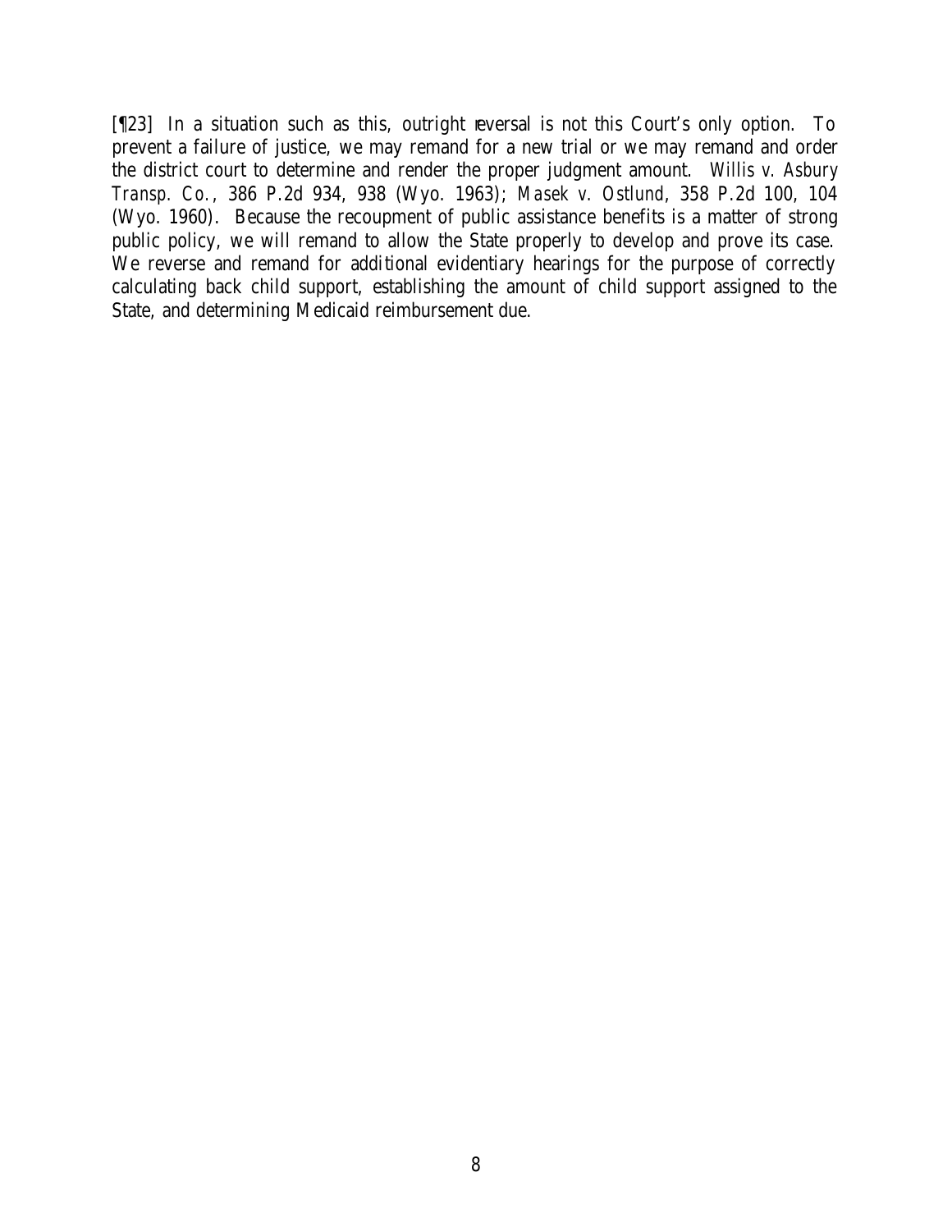[¶23] In a situation such as this, outright reversal is not this Court's only option. To prevent a failure of justice, we may remand for a new trial or we may remand and order the district court to determine and render the proper judgment amount. *Willis v. Asbury Transp. Co.*, 386 P.2d 934, 938 (Wyo. 1963); *Masek v. Ostlund*, 358 P.2d 100, 104 (Wyo. 1960). Because the recoupment of public assistance benefits is a matter of strong public policy, we will remand to allow the State properly to develop and prove its case. We reverse and remand for additional evidentiary hearings for the purpose of correctly calculating back child support, establishing the amount of child support assigned to the State, and determining Medicaid reimbursement due.